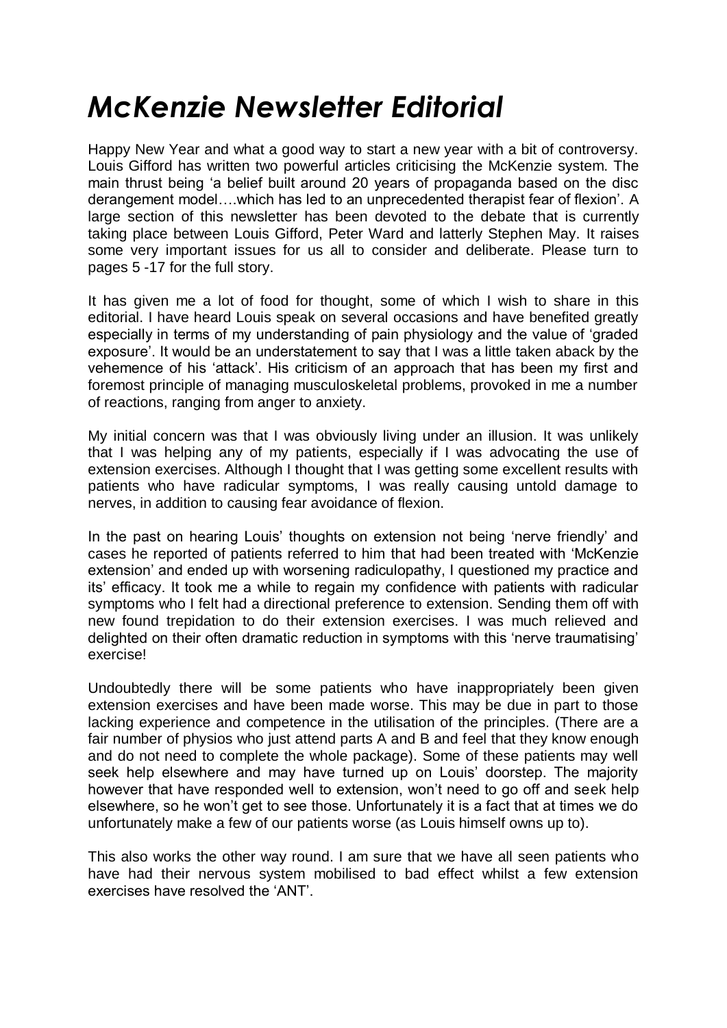# *McKenzie Newsletter Editorial*

Happy New Year and what a good way to start a new year with a bit of controversy. Louis Gifford has written two powerful articles criticising the McKenzie system. The main thrust being 'a belief built around 20 years of propaganda based on the disc derangement model….which has led to an unprecedented therapist fear of flexion'. A large section of this newsletter has been devoted to the debate that is currently taking place between Louis Gifford, Peter Ward and latterly Stephen May. It raises some very important issues for us all to consider and deliberate. Please turn to pages 5 -17 for the full story.

It has given me a lot of food for thought, some of which I wish to share in this editorial. I have heard Louis speak on several occasions and have benefited greatly especially in terms of my understanding of pain physiology and the value of 'graded exposure'. It would be an understatement to say that I was a little taken aback by the vehemence of his 'attack'. His criticism of an approach that has been my first and foremost principle of managing musculoskeletal problems, provoked in me a number of reactions, ranging from anger to anxiety.

My initial concern was that I was obviously living under an illusion. It was unlikely that I was helping any of my patients, especially if I was advocating the use of extension exercises. Although I thought that I was getting some excellent results with patients who have radicular symptoms, I was really causing untold damage to nerves, in addition to causing fear avoidance of flexion.

In the past on hearing Louis' thoughts on extension not being 'nerve friendly' and cases he reported of patients referred to him that had been treated with 'McKenzie extension' and ended up with worsening radiculopathy, I questioned my practice and its' efficacy. It took me a while to regain my confidence with patients with radicular symptoms who I felt had a directional preference to extension. Sending them off with new found trepidation to do their extension exercises. I was much relieved and delighted on their often dramatic reduction in symptoms with this 'nerve traumatising' exercise!

Undoubtedly there will be some patients who have inappropriately been given extension exercises and have been made worse. This may be due in part to those lacking experience and competence in the utilisation of the principles. (There are a fair number of physios who just attend parts A and B and feel that they know enough and do not need to complete the whole package). Some of these patients may well seek help elsewhere and may have turned up on Louis' doorstep. The majority however that have responded well to extension, won't need to go off and seek help elsewhere, so he won't get to see those. Unfortunately it is a fact that at times we do unfortunately make a few of our patients worse (as Louis himself owns up to).

This also works the other way round. I am sure that we have all seen patients who have had their nervous system mobilised to bad effect whilst a few extension exercises have resolved the 'ANT'.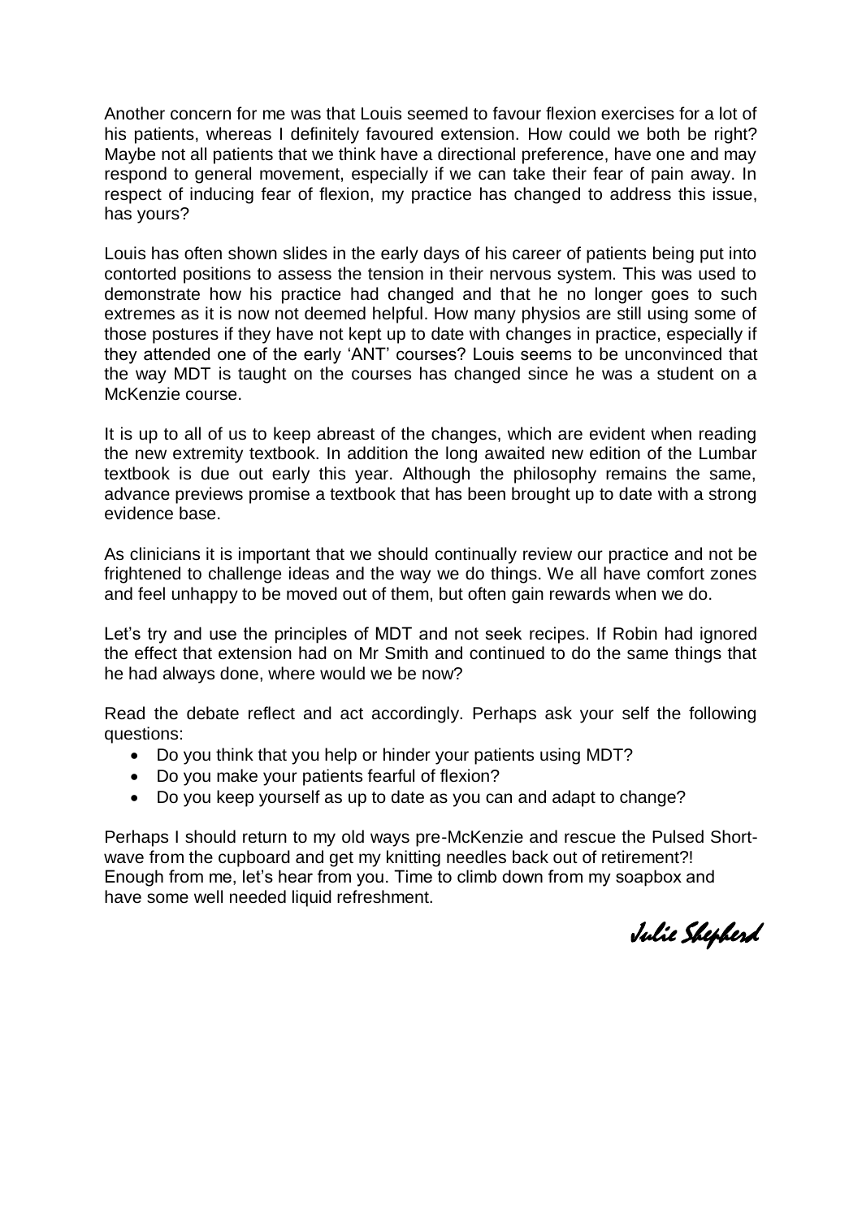Another concern for me was that Louis seemed to favour flexion exercises for a lot of his patients, whereas I definitely favoured extension. How could we both be right? Maybe not all patients that we think have a directional preference, have one and may respond to general movement, especially if we can take their fear of pain away. In respect of inducing fear of flexion, my practice has changed to address this issue, has yours?

Louis has often shown slides in the early days of his career of patients being put into contorted positions to assess the tension in their nervous system. This was used to demonstrate how his practice had changed and that he no longer goes to such extremes as it is now not deemed helpful. How many physios are still using some of those postures if they have not kept up to date with changes in practice, especially if they attended one of the early 'ANT' courses? Louis seems to be unconvinced that the way MDT is taught on the courses has changed since he was a student on a McKenzie course.

It is up to all of us to keep abreast of the changes, which are evident when reading the new extremity textbook. In addition the long awaited new edition of the Lumbar textbook is due out early this year. Although the philosophy remains the same, advance previews promise a textbook that has been brought up to date with a strong evidence base.

As clinicians it is important that we should continually review our practice and not be frightened to challenge ideas and the way we do things. We all have comfort zones and feel unhappy to be moved out of them, but often gain rewards when we do.

Let's try and use the principles of MDT and not seek recipes. If Robin had ignored the effect that extension had on Mr Smith and continued to do the same things that he had always done, where would we be now?

Read the debate reflect and act accordingly. Perhaps ask your self the following questions:

- Do you think that you help or hinder your patients using MDT?
- Do you make your patients fearful of flexion?
- Do you keep yourself as up to date as you can and adapt to change?

Perhaps I should return to my old ways pre-McKenzie and rescue the Pulsed Short-wave from the cupboard and get my knitting needles back out of retirement?!
Enough from me, let's hear from you. Time to climb down from my soapbox and have some well needed liquid refreshment.

*Julie Shepherd*